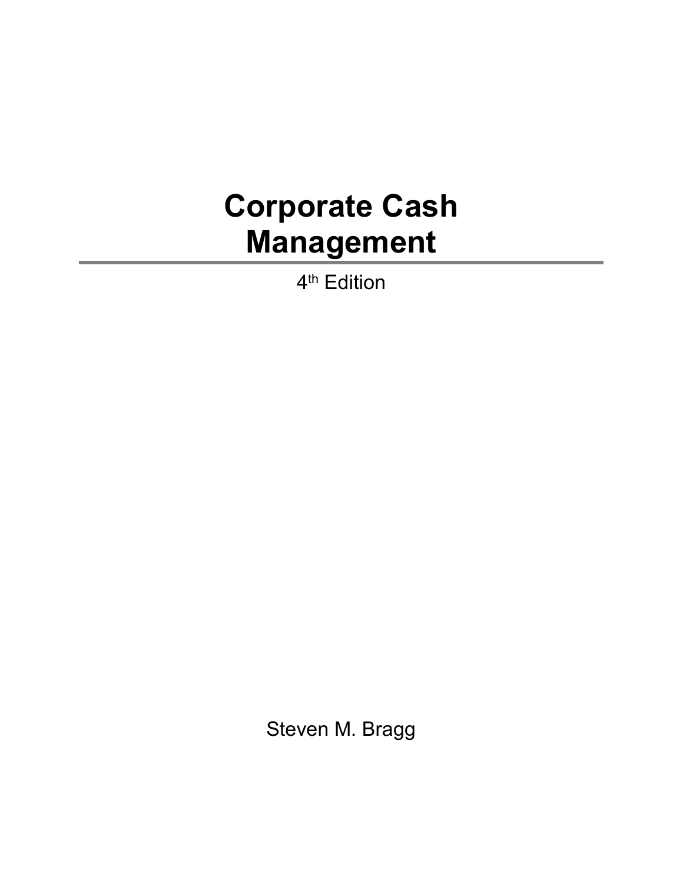# Corporate Cash Management

4th Edition

Steven M. Bragg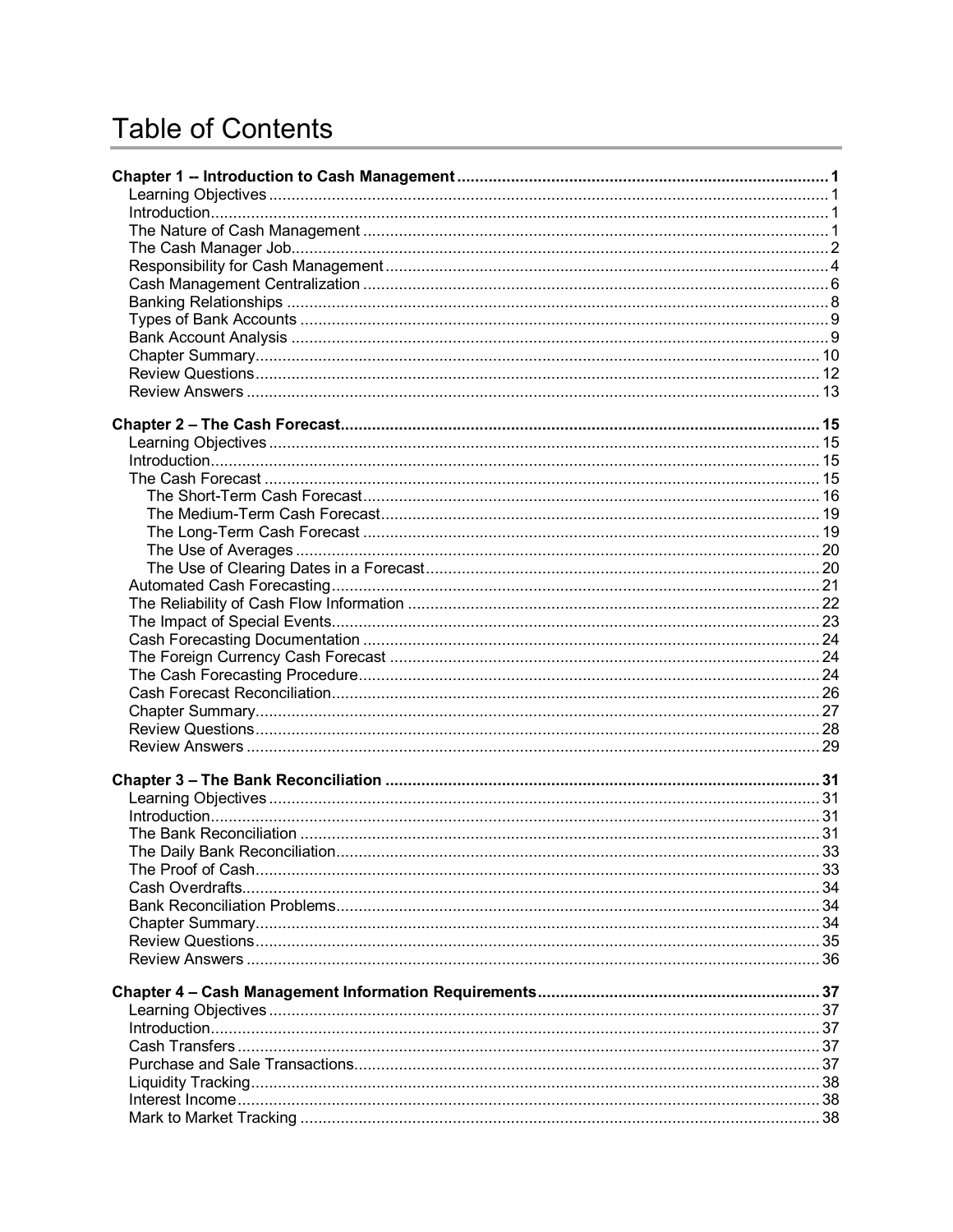# Table of Contents

**Chapter 1 -- Introduction to Cash Management** ..... **1**
- Learning Objectives ..... 1
- Introduction ..... 1
- The Nature of Cash Management ..... 1
- The Cash Manager Job ..... 2
- Responsibility for Cash Management ..... 4
- Cash Management Centralization ..... 6
- Banking Relationships ..... 8
- Types of Bank Accounts ..... 9
- Bank Account Analysis ..... 9
- Chapter Summary ..... 10
- Review Questions ..... 12
- Review Answers ..... 13

**Chapter 2 – The Cash Forecast** ..... **15**
- Learning Objectives ..... 15
- Introduction ..... 15
- The Cash Forecast ..... 15
  - The Short-Term Cash Forecast ..... 16
  - The Medium-Term Cash Forecast ..... 19
  - The Long-Term Cash Forecast ..... 19
  - The Use of Averages ..... 20
  - The Use of Clearing Dates in a Forecast ..... 20
- Automated Cash Forecasting ..... 21
- The Reliability of Cash Flow Information ..... 22
- The Impact of Special Events ..... 23
- Cash Forecasting Documentation ..... 24
- The Foreign Currency Cash Forecast ..... 24
- The Cash Forecasting Procedure ..... 24
- Cash Forecast Reconciliation ..... 26
- Chapter Summary ..... 27
- Review Questions ..... 28
- Review Answers ..... 29

**Chapter 3 – The Bank Reconciliation** ..... **31**
- Learning Objectives ..... 31
- Introduction ..... 31
- The Bank Reconciliation ..... 31
- The Daily Bank Reconciliation ..... 33
- The Proof of Cash ..... 33
- Cash Overdrafts ..... 34
- Bank Reconciliation Problems ..... 34
- Chapter Summary ..... 34
- Review Questions ..... 35
- Review Answers ..... 36

**Chapter 4 – Cash Management Information Requirements** ..... **37**
- Learning Objectives ..... 37
- Introduction ..... 37
- Cash Transfers ..... 37
- Purchase and Sale Transactions ..... 37
- Liquidity Tracking ..... 38
- Interest Income ..... 38
- Mark to Market Tracking ..... 38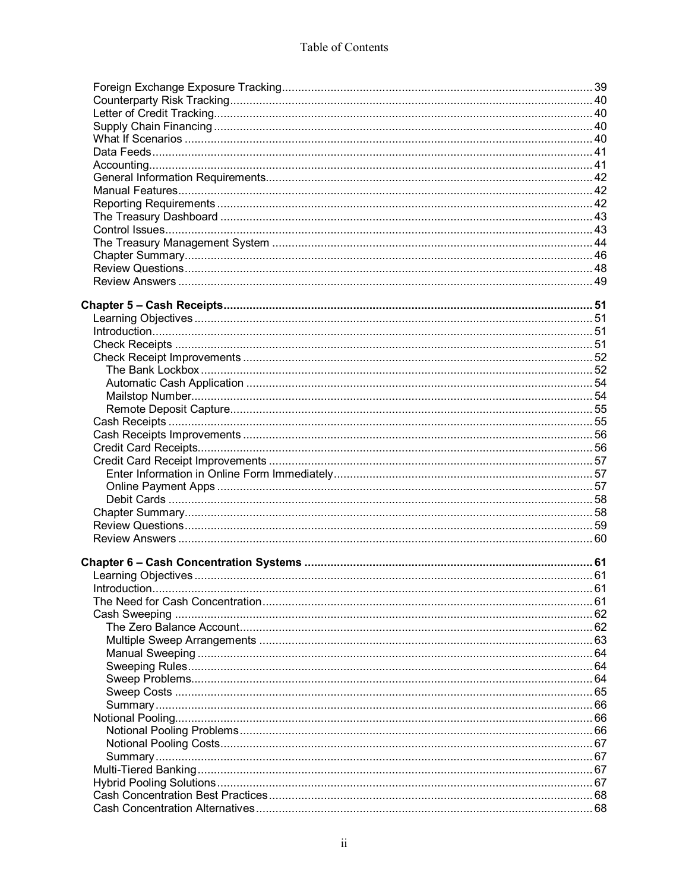Foreign Exchange Exposure Tracking ........ 39
Counterparty Risk Tracking ........ 40
Letter of Credit Tracking ........ 40
Supply Chain Financing ........ 40
What If Scenarios ........ 40
Data Feeds ........ 41
Accounting ........ 41
General Information Requirements ........ 42
Manual Features ........ 42
Reporting Requirements ........ 42
The Treasury Dashboard ........ 43
Control Issues ........ 43
The Treasury Management System ........ 44
Chapter Summary ........ 46
Review Questions ........ 48
Review Answers ........ 49

**Chapter 5 – Cash Receipts ........ 51**

Learning Objectives ........ 51
Introduction ........ 51
Check Receipts ........ 51
Check Receipt Improvements ........ 52
  The Bank Lockbox ........ 52
  Automatic Cash Application ........ 54
  Mailstop Number ........ 54
  Remote Deposit Capture ........ 55
Cash Receipts ........ 55
Cash Receipts Improvements ........ 56
Credit Card Receipts ........ 56
Credit Card Receipt Improvements ........ 57
  Enter Information in Online Form Immediately ........ 57
  Online Payment Apps ........ 57
  Debit Cards ........ 58
Chapter Summary ........ 58
Review Questions ........ 59
Review Answers ........ 60

**Chapter 6 – Cash Concentration Systems ........ 61**

Learning Objectives ........ 61
Introduction ........ 61
The Need for Cash Concentration ........ 61
Cash Sweeping ........ 62
  The Zero Balance Account ........ 62
  Multiple Sweep Arrangements ........ 63
  Manual Sweeping ........ 64
  Sweeping Rules ........ 64
  Sweep Problems ........ 64
  Sweep Costs ........ 65
  Summary ........ 66
Notional Pooling ........ 66
  Notional Pooling Problems ........ 66
  Notional Pooling Costs ........ 67
  Summary ........ 67
Multi-Tiered Banking ........ 67
Hybrid Pooling Solutions ........ 67
Cash Concentration Best Practices ........ 68
Cash Concentration Alternatives ........ 68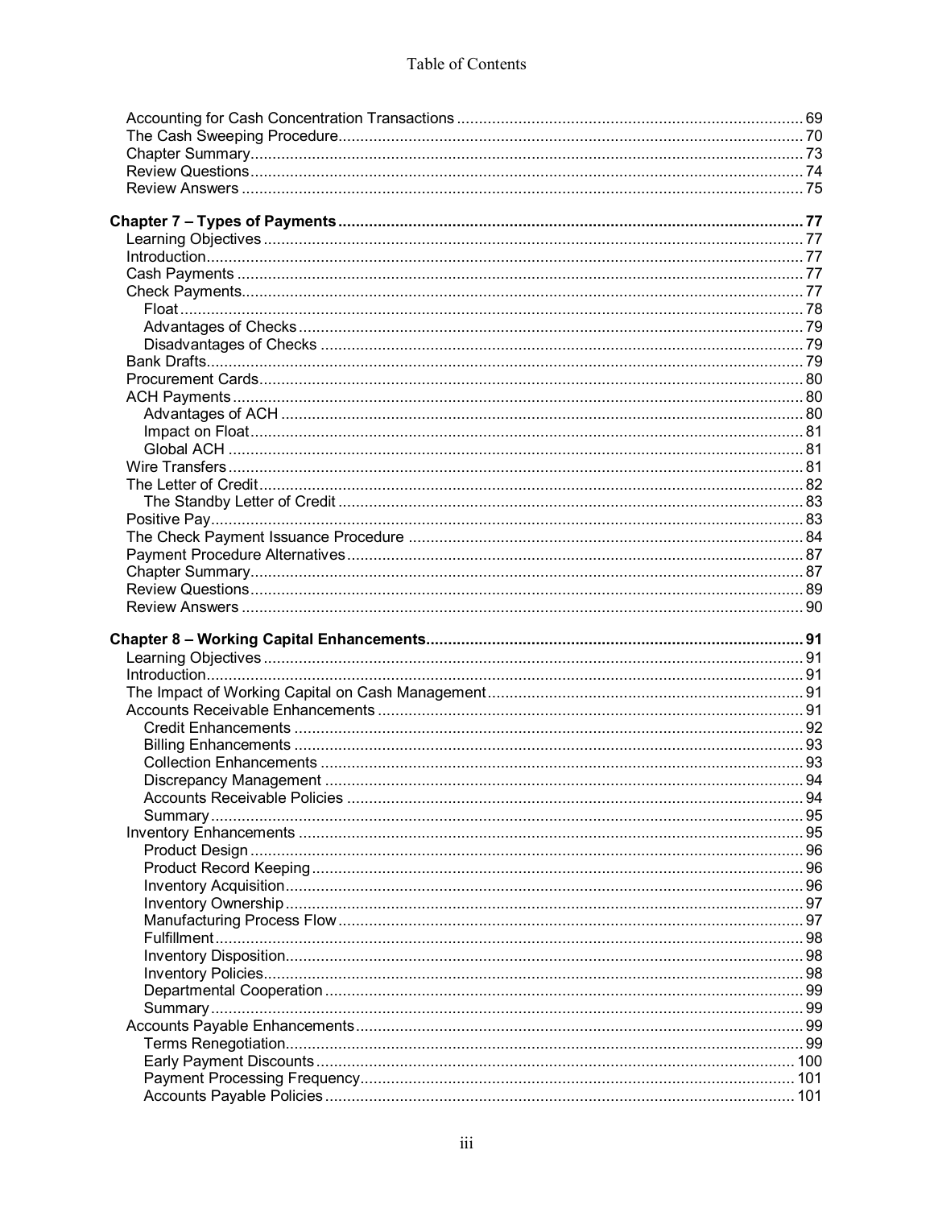Accounting for Cash Concentration Transactions ..... 69
The Cash Sweeping Procedure ..... 70
Chapter Summary ..... 73
Review Questions ..... 74
Review Answers ..... 75

**Chapter 7 – Types of Payments ..... 77**

- Learning Objectives ..... 77
- Introduction ..... 77
- Cash Payments ..... 77
- Check Payments ..... 77
  - Float ..... 78
  - Advantages of Checks ..... 79
  - Disadvantages of Checks ..... 79
- Bank Drafts ..... 79
- Procurement Cards ..... 80
- ACH Payments ..... 80
  - Advantages of ACH ..... 80
  - Impact on Float ..... 81
  - Global ACH ..... 81
- Wire Transfers ..... 81
- The Letter of Credit ..... 82
  - The Standby Letter of Credit ..... 83
- Positive Pay ..... 83
- The Check Payment Issuance Procedure ..... 84
- Payment Procedure Alternatives ..... 87
- Chapter Summary ..... 87
- Review Questions ..... 89
- Review Answers ..... 90

**Chapter 8 – Working Capital Enhancements ..... 91**

- Learning Objectives ..... 91
- Introduction ..... 91
- The Impact of Working Capital on Cash Management ..... 91
- Accounts Receivable Enhancements ..... 91
  - Credit Enhancements ..... 92
  - Billing Enhancements ..... 93
  - Collection Enhancements ..... 93
  - Discrepancy Management ..... 94
  - Accounts Receivable Policies ..... 94
  - Summary ..... 95
- Inventory Enhancements ..... 95
  - Product Design ..... 96
  - Product Record Keeping ..... 96
  - Inventory Acquisition ..... 96
  - Inventory Ownership ..... 97
  - Manufacturing Process Flow ..... 97
  - Fulfillment ..... 98
  - Inventory Disposition ..... 98
  - Inventory Policies ..... 98
  - Departmental Cooperation ..... 99
  - Summary ..... 99
- Accounts Payable Enhancements ..... 99
  - Terms Renegotiation ..... 99
  - Early Payment Discounts ..... 100
  - Payment Processing Frequency ..... 101
  - Accounts Payable Policies ..... 101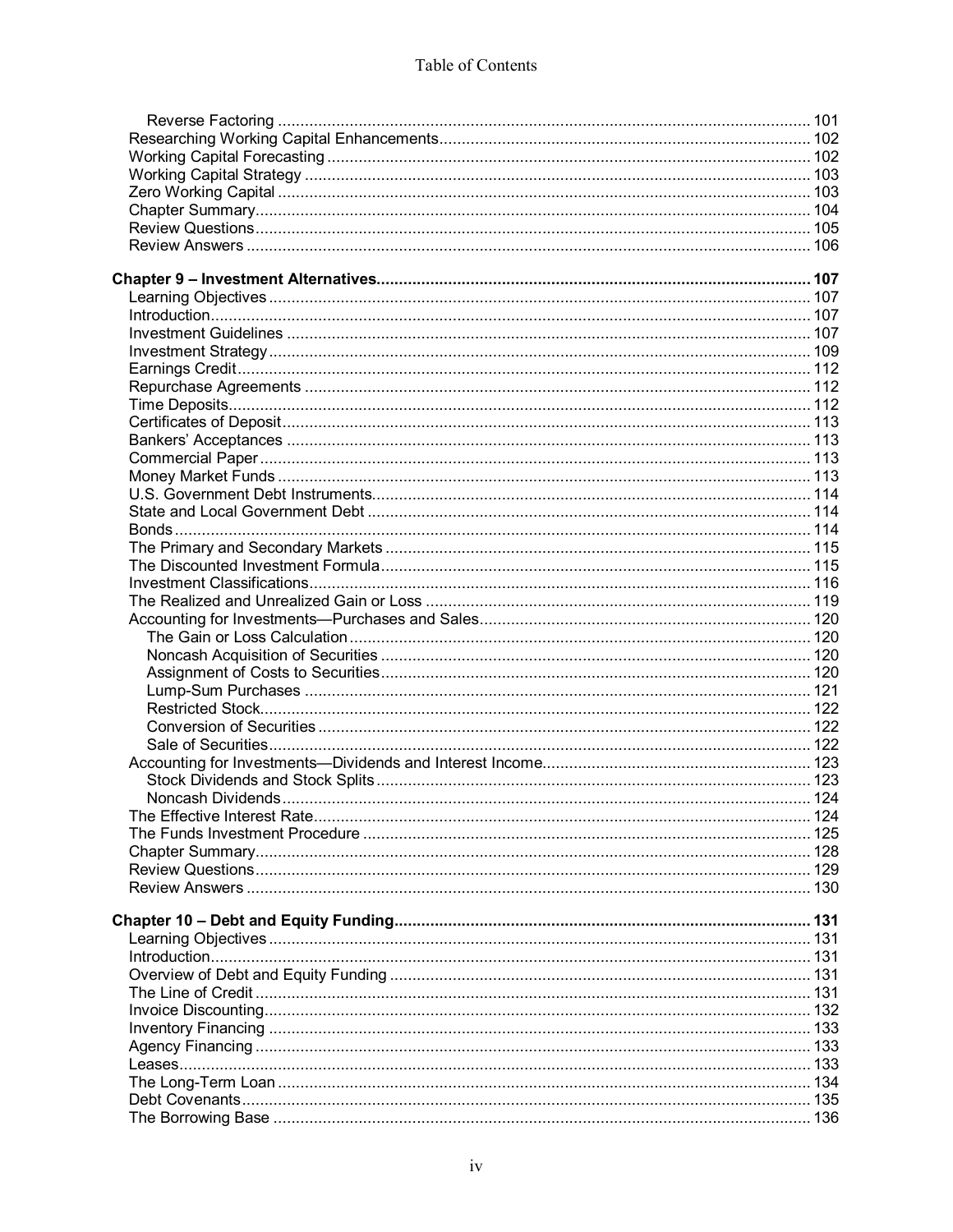Table of Contents

- Reverse Factoring ... 101
- Researching Working Capital Enhancements ... 102
- Working Capital Forecasting ... 102
- Working Capital Strategy ... 103
- Zero Working Capital ... 103
- Chapter Summary ... 104
- Review Questions ... 105
- Review Answers ... 106

**Chapter 9 – Investment Alternatives ... 107**

- Learning Objectives ... 107
- Introduction ... 107
- Investment Guidelines ... 107
- Investment Strategy ... 109
- Earnings Credit ... 112
- Repurchase Agreements ... 112
- Time Deposits ... 112
- Certificates of Deposit ... 113
- Bankers' Acceptances ... 113
- Commercial Paper ... 113
- Money Market Funds ... 113
- U.S. Government Debt Instruments ... 114
- State and Local Government Debt ... 114
- Bonds ... 114
- The Primary and Secondary Markets ... 115
- The Discounted Investment Formula ... 115
- Investment Classifications ... 116
- The Realized and Unrealized Gain or Loss ... 119
- Accounting for Investments—Purchases and Sales ... 120
  - The Gain or Loss Calculation ... 120
  - Noncash Acquisition of Securities ... 120
  - Assignment of Costs to Securities ... 120
  - Lump-Sum Purchases ... 121
  - Restricted Stock ... 122
  - Conversion of Securities ... 122
  - Sale of Securities ... 122
- Accounting for Investments—Dividends and Interest Income ... 123
  - Stock Dividends and Stock Splits ... 123
  - Noncash Dividends ... 124
- The Effective Interest Rate ... 124
- The Funds Investment Procedure ... 125
- Chapter Summary ... 128
- Review Questions ... 129
- Review Answers ... 130

**Chapter 10 – Debt and Equity Funding ... 131**

- Learning Objectives ... 131
- Introduction ... 131
- Overview of Debt and Equity Funding ... 131
- The Line of Credit ... 131
- Invoice Discounting ... 132
- Inventory Financing ... 133
- Agency Financing ... 133
- Leases ... 133
- The Long-Term Loan ... 134
- Debt Covenants ... 135
- The Borrowing Base ... 136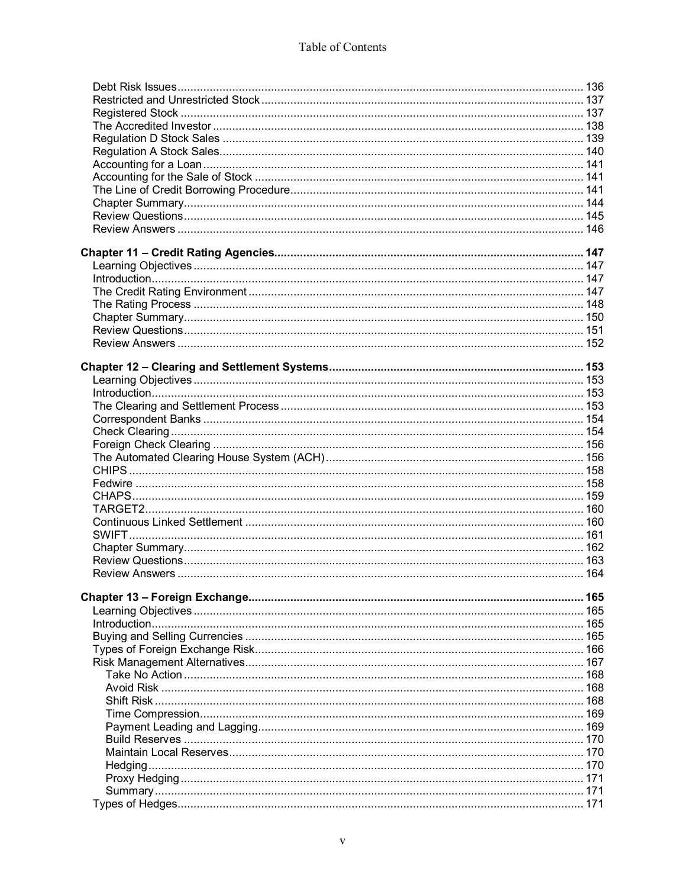Debt Risk Issues ... 136
Restricted and Unrestricted Stock ... 137
Registered Stock ... 137
The Accredited Investor ... 138
Regulation D Stock Sales ... 139
Regulation A Stock Sales ... 140
Accounting for a Loan ... 141
Accounting for the Sale of Stock ... 141
The Line of Credit Borrowing Procedure ... 141
Chapter Summary ... 144
Review Questions ... 145
Review Answers ... 146

**Chapter 11 – Credit Rating Agencies ... 147**
Learning Objectives ... 147
Introduction ... 147
The Credit Rating Environment ... 147
The Rating Process ... 148
Chapter Summary ... 150
Review Questions ... 151
Review Answers ... 152

**Chapter 12 – Clearing and Settlement Systems ... 153**
Learning Objectives ... 153
Introduction ... 153
The Clearing and Settlement Process ... 153
Correspondent Banks ... 154
Check Clearing ... 154
Foreign Check Clearing ... 156
The Automated Clearing House System (ACH) ... 156
CHIPS ... 158
Fedwire ... 158
CHAPS ... 159
TARGET2 ... 160
Continuous Linked Settlement ... 160
SWIFT ... 161
Chapter Summary ... 162
Review Questions ... 163
Review Answers ... 164

**Chapter 13 – Foreign Exchange ... 165**
Learning Objectives ... 165
Introduction ... 165
Buying and Selling Currencies ... 165
Types of Foreign Exchange Risk ... 166
Risk Management Alternatives ... 167
- Take No Action ... 168
- Avoid Risk ... 168
- Shift Risk ... 168
- Time Compression ... 169
- Payment Leading and Lagging ... 169
- Build Reserves ... 170
- Maintain Local Reserves ... 170
- Hedging ... 170
- Proxy Hedging ... 171
- Summary ... 171

Types of Hedges ... 171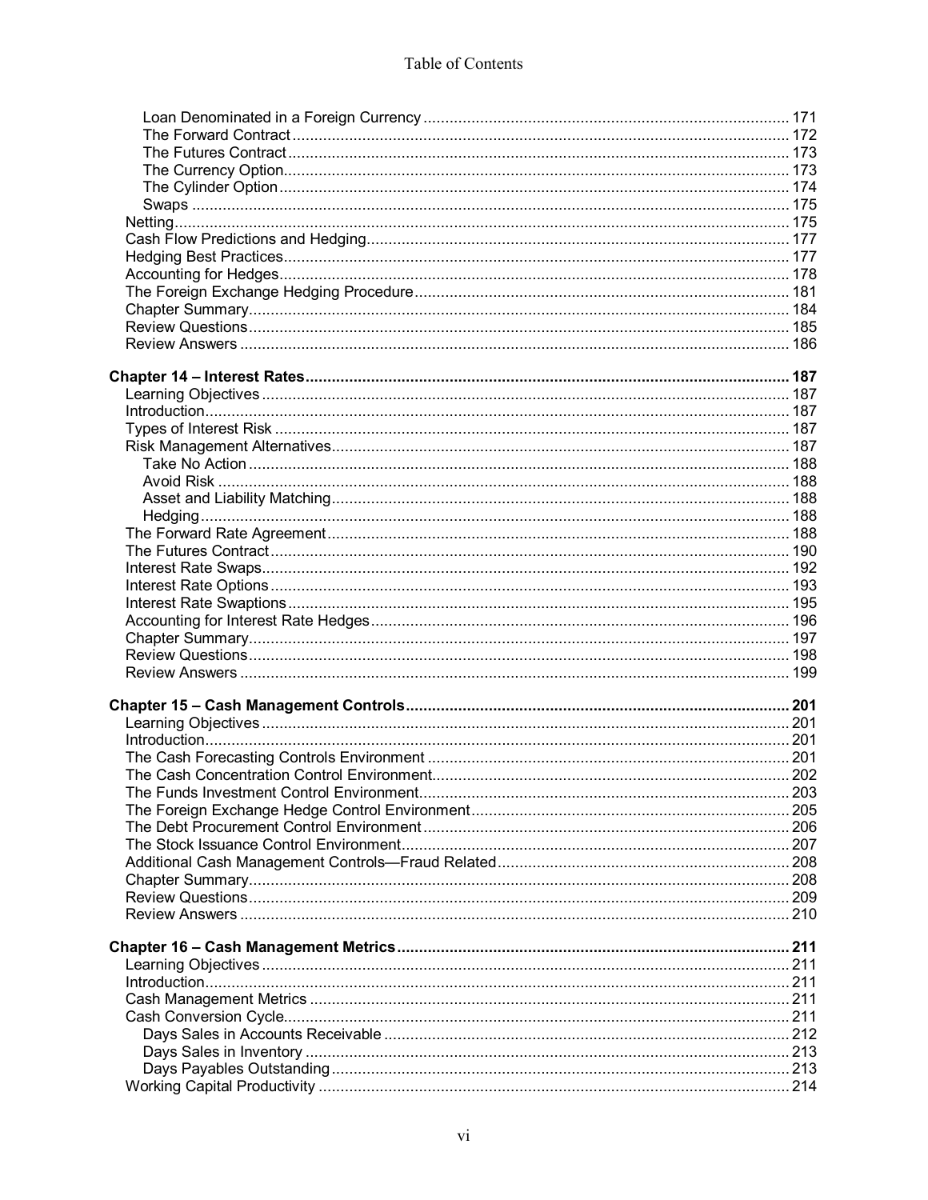Loan Denominated in a Foreign Currency .... 171
The Forward Contract .... 172
The Futures Contract .... 173
The Currency Option .... 173
The Cylinder Option .... 174
Swaps .... 175
Netting .... 175
Cash Flow Predictions and Hedging .... 177
Hedging Best Practices .... 177
Accounting for Hedges .... 178
The Foreign Exchange Hedging Procedure .... 181
Chapter Summary .... 184
Review Questions .... 185
Review Answers .... 186

**Chapter 14 – Interest Rates .... 187**
Learning Objectives .... 187
Introduction .... 187
Types of Interest Risk .... 187
Risk Management Alternatives .... 187
Take No Action .... 188
Avoid Risk .... 188
Asset and Liability Matching .... 188
Hedging .... 188
The Forward Rate Agreement .... 188
The Futures Contract .... 190
Interest Rate Swaps .... 192
Interest Rate Options .... 193
Interest Rate Swaptions .... 195
Accounting for Interest Rate Hedges .... 196
Chapter Summary .... 197
Review Questions .... 198
Review Answers .... 199

**Chapter 15 – Cash Management Controls .... 201**
Learning Objectives .... 201
Introduction .... 201
The Cash Forecasting Controls Environment .... 201
The Cash Concentration Control Environment .... 202
The Funds Investment Control Environment .... 203
The Foreign Exchange Hedge Control Environment .... 205
The Debt Procurement Control Environment .... 206
The Stock Issuance Control Environment .... 207
Additional Cash Management Controls—Fraud Related .... 208
Chapter Summary .... 208
Review Questions .... 209
Review Answers .... 210

**Chapter 16 – Cash Management Metrics .... 211**
Learning Objectives .... 211
Introduction .... 211
Cash Management Metrics .... 211
Cash Conversion Cycle .... 211
Days Sales in Accounts Receivable .... 212
Days Sales in Inventory .... 213
Days Payables Outstanding .... 213
Working Capital Productivity .... 214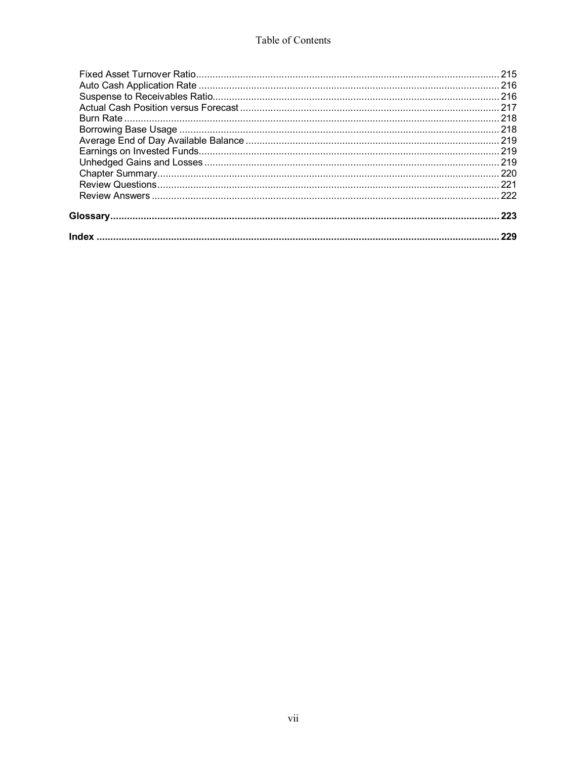Fixed Asset Turnover Ratio ..... 215
Auto Cash Application Rate ..... 216
Suspense to Receivables Ratio ..... 216
Actual Cash Position versus Forecast ..... 217
Burn Rate ..... 218
Borrowing Base Usage ..... 218
Average End of Day Available Balance ..... 219
Earnings on Invested Funds ..... 219
Unhedged Gains and Losses ..... 219
Chapter Summary ..... 220
Review Questions ..... 221
Review Answers ..... 222

**Glossary ..... 223**

**Index ..... 229**